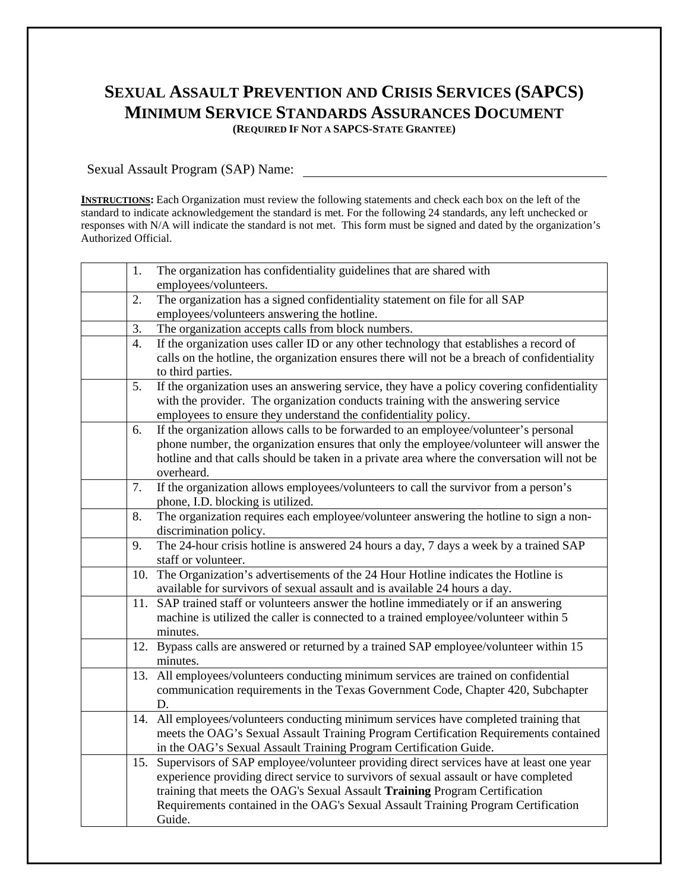# SEXUAL ASSAULT PREVENTION AND CRISIS SERVICES (SAPCS) MINIMUM SERVICE STANDARDS ASSURANCES DOCUMENT

**(REQUIRED IF NOT A SAPCS-STATE GRANTEE)**

Sexual Assault Program (SAP) Name: ______________________________

**INSTRUCTIONS:** Each Organization must review the following statements and check each box on the left of the standard to indicate acknowledgement the standard is met. For the following 24 standards, any left unchecked or responses with N/A will indicate the standard is not met. This form must be signed and dated by the organization's Authorized Official.

| | |
|---|---|
| | 1. The organization has confidentiality guidelines that are shared with employees/volunteers. |
| | 2. The organization has a signed confidentiality statement on file for all SAP employees/volunteers answering the hotline. |
| | 3. The organization accepts calls from block numbers. |
| | 4. If the organization uses caller ID or any other technology that establishes a record of calls on the hotline, the organization ensures there will not be a breach of confidentiality to third parties. |
| | 5. If the organization uses an answering service, they have a policy covering confidentiality with the provider. The organization conducts training with the answering service employees to ensure they understand the confidentiality policy. |
| | 6. If the organization allows calls to be forwarded to an employee/volunteer's personal phone number, the organization ensures that only the employee/volunteer will answer the hotline and that calls should be taken in a private area where the conversation will not be overheard. |
| | 7. If the organization allows employees/volunteers to call the survivor from a person's phone, I.D. blocking is utilized. |
| | 8. The organization requires each employee/volunteer answering the hotline to sign a non-discrimination policy. |
| | 9. The 24-hour crisis hotline is answered 24 hours a day, 7 days a week by a trained SAP staff or volunteer. |
| | 10. The Organization's advertisements of the 24 Hour Hotline indicates the Hotline is available for survivors of sexual assault and is available 24 hours a day. |
| | 11. SAP trained staff or volunteers answer the hotline immediately or if an answering machine is utilized the caller is connected to a trained employee/volunteer within 5 minutes. |
| | 12. Bypass calls are answered or returned by a trained SAP employee/volunteer within 15 minutes. |
| | 13. All employees/volunteers conducting minimum services are trained on confidential communication requirements in the Texas Government Code, Chapter 420, Subchapter D. |
| | 14. All employees/volunteers conducting minimum services have completed training that meets the OAG's Sexual Assault Training Program Certification Requirements contained in the OAG's Sexual Assault Training Program Certification Guide. |
| | 15. Supervisors of SAP employee/volunteer providing direct services have at least one year experience providing direct service to survivors of sexual assault or have completed training that meets the OAG's Sexual Assault **Training** Program Certification Requirements contained in the OAG's Sexual Assault Training Program Certification Guide. |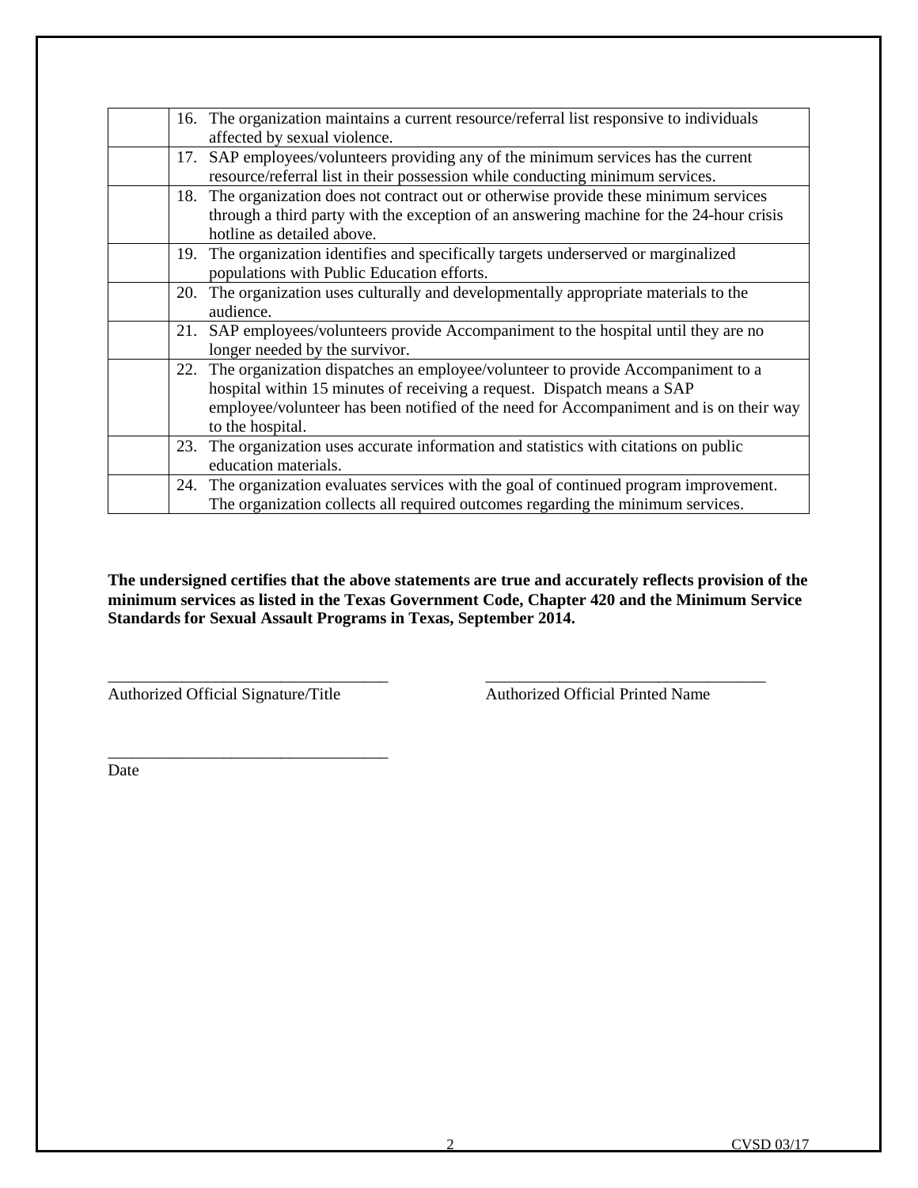| | |
|---|---|
| | 16. The organization maintains a current resource/referral list responsive to individuals affected by sexual violence. |
| | 17. SAP employees/volunteers providing any of the minimum services has the current resource/referral list in their possession while conducting minimum services. |
| | 18. The organization does not contract out or otherwise provide these minimum services through a third party with the exception of an answering machine for the 24-hour crisis hotline as detailed above. |
| | 19. The organization identifies and specifically targets underserved or marginalized populations with Public Education efforts. |
| | 20. The organization uses culturally and developmentally appropriate materials to the audience. |
| | 21. SAP employees/volunteers provide Accompaniment to the hospital until they are no longer needed by the survivor. |
| | 22. The organization dispatches an employee/volunteer to provide Accompaniment to a hospital within 15 minutes of receiving a request. Dispatch means a SAP employee/volunteer has been notified of the need for Accompaniment and is on their way to the hospital. |
| | 23. The organization uses accurate information and statistics with citations on public education materials. |
| | 24. The organization evaluates services with the goal of continued program improvement. The organization collects all required outcomes regarding the minimum services. |

**The undersigned certifies that the above statements are true and accurately reflects provision of the minimum services as listed in the Texas Government Code, Chapter 420 and the Minimum Service Standards for Sexual Assault Programs in Texas, September 2014.**

___________________________________ ___________________________________

Authorized Official Signature/Title Authorized Official Printed Name

___________________________________

Date

CVSD 03/17